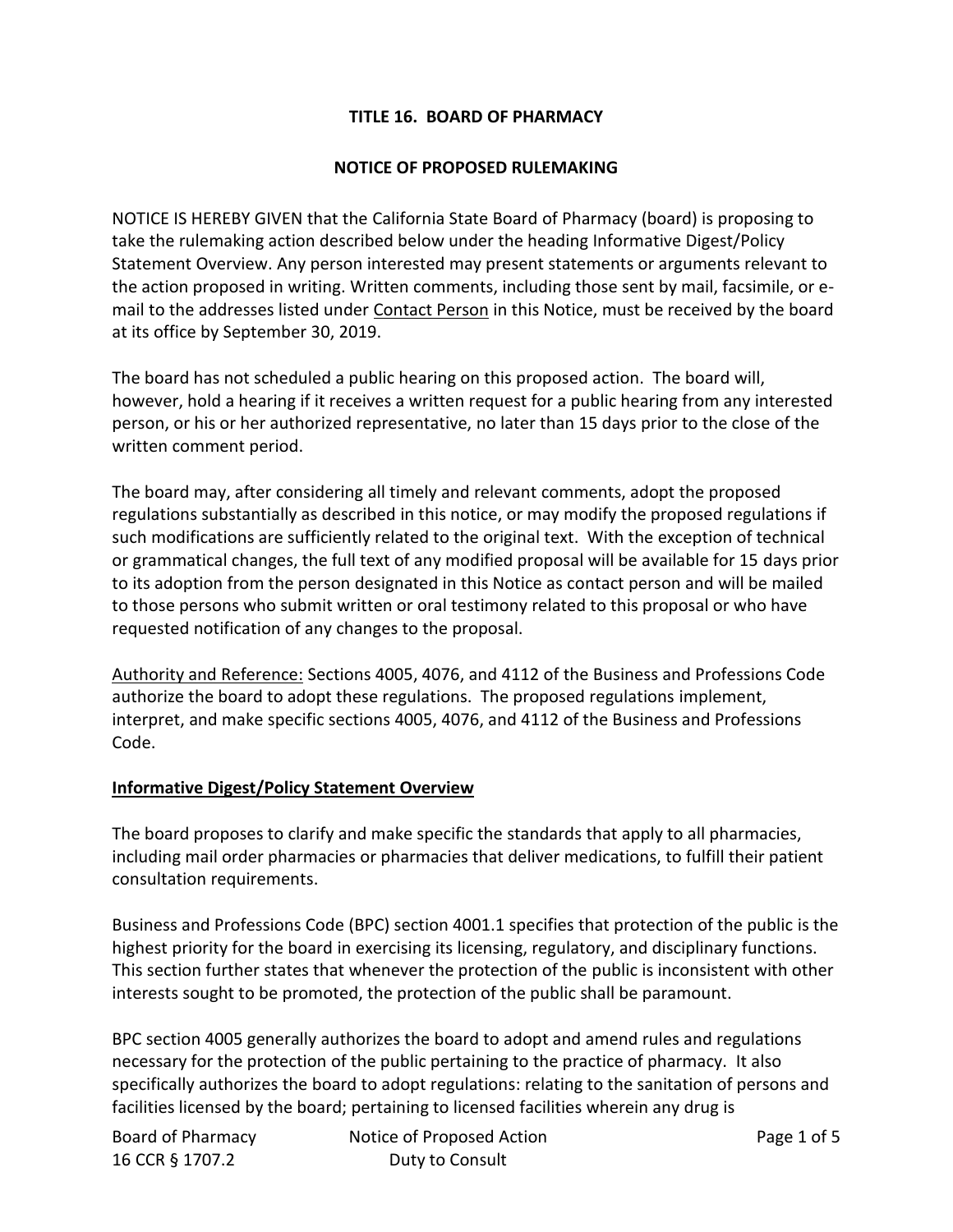# TITLE 16. BOARD OF PHARMACY

## NOTICE OF PROPOSED RULEMAKING

NOTICE IS HEREBY GIVEN that the California State Board of Pharmacy (board) is proposing to take the rulemaking action described below under the heading Informative Digest/Policy Statement Overview. Any person interested may present statements or arguments relevant to the action proposed in writing. Written comments, including those sent by mail, facsimile, or e-mail to the addresses listed under Contact Person in this Notice, must be received by the board at its office by September 30, 2019.

The board has not scheduled a public hearing on this proposed action. The board will, however, hold a hearing if it receives a written request for a public hearing from any interested person, or his or her authorized representative, no later than 15 days prior to the close of the written comment period.

The board may, after considering all timely and relevant comments, adopt the proposed regulations substantially as described in this notice, or may modify the proposed regulations if such modifications are sufficiently related to the original text. With the exception of technical or grammatical changes, the full text of any modified proposal will be available for 15 days prior to its adoption from the person designated in this Notice as contact person and will be mailed to those persons who submit written or oral testimony related to this proposal or who have requested notification of any changes to the proposal.

Authority and Reference: Sections 4005, 4076, and 4112 of the Business and Professions Code authorize the board to adopt these regulations. The proposed regulations implement, interpret, and make specific sections 4005, 4076, and 4112 of the Business and Professions Code.

### Informative Digest/Policy Statement Overview

The board proposes to clarify and make specific the standards that apply to all pharmacies, including mail order pharmacies or pharmacies that deliver medications, to fulfill their patient consultation requirements.

Business and Professions Code (BPC) section 4001.1 specifies that protection of the public is the highest priority for the board in exercising its licensing, regulatory, and disciplinary functions. This section further states that whenever the protection of the public is inconsistent with other interests sought to be promoted, the protection of the public shall be paramount.

BPC section 4005 generally authorizes the board to adopt and amend rules and regulations necessary for the protection of the public pertaining to the practice of pharmacy. It also specifically authorizes the board to adopt regulations: relating to the sanitation of persons and facilities licensed by the board; pertaining to licensed facilities wherein any drug is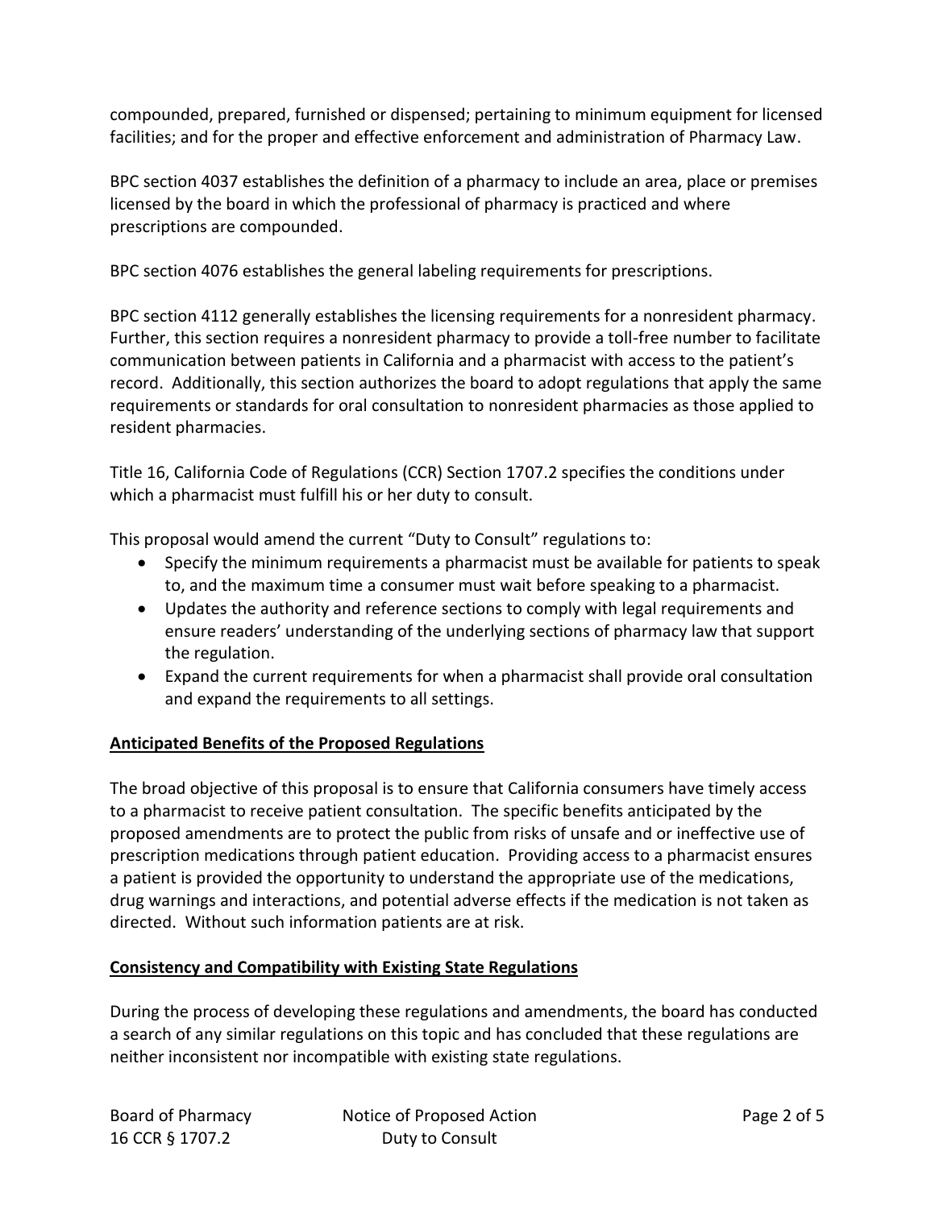compounded, prepared, furnished or dispensed; pertaining to minimum equipment for licensed facilities; and for the proper and effective enforcement and administration of Pharmacy Law.

BPC section 4037 establishes the definition of a pharmacy to include an area, place or premises licensed by the board in which the professional of pharmacy is practiced and where prescriptions are compounded.

BPC section 4076 establishes the general labeling requirements for prescriptions.

BPC section 4112 generally establishes the licensing requirements for a nonresident pharmacy. Further, this section requires a nonresident pharmacy to provide a toll-free number to facilitate communication between patients in California and a pharmacist with access to the patient's record. Additionally, this section authorizes the board to adopt regulations that apply the same requirements or standards for oral consultation to nonresident pharmacies as those applied to resident pharmacies.

Title 16, California Code of Regulations (CCR) Section 1707.2 specifies the conditions under which a pharmacist must fulfill his or her duty to consult.

This proposal would amend the current "Duty to Consult" regulations to:

- Specify the minimum requirements a pharmacist must be available for patients to speak to, and the maximum time a consumer must wait before speaking to a pharmacist.
- Updates the authority and reference sections to comply with legal requirements and ensure readers' understanding of the underlying sections of pharmacy law that support the regulation.
- Expand the current requirements for when a pharmacist shall provide oral consultation and expand the requirements to all settings.

**Anticipated Benefits of the Proposed Regulations**

The broad objective of this proposal is to ensure that California consumers have timely access to a pharmacist to receive patient consultation. The specific benefits anticipated by the proposed amendments are to protect the public from risks of unsafe and or ineffective use of prescription medications through patient education. Providing access to a pharmacist ensures a patient is provided the opportunity to understand the appropriate use of the medications, drug warnings and interactions, and potential adverse effects if the medication is not taken as directed. Without such information patients are at risk.

**Consistency and Compatibility with Existing State Regulations**

During the process of developing these regulations and amendments, the board has conducted a search of any similar regulations on this topic and has concluded that these regulations are neither inconsistent nor incompatible with existing state regulations.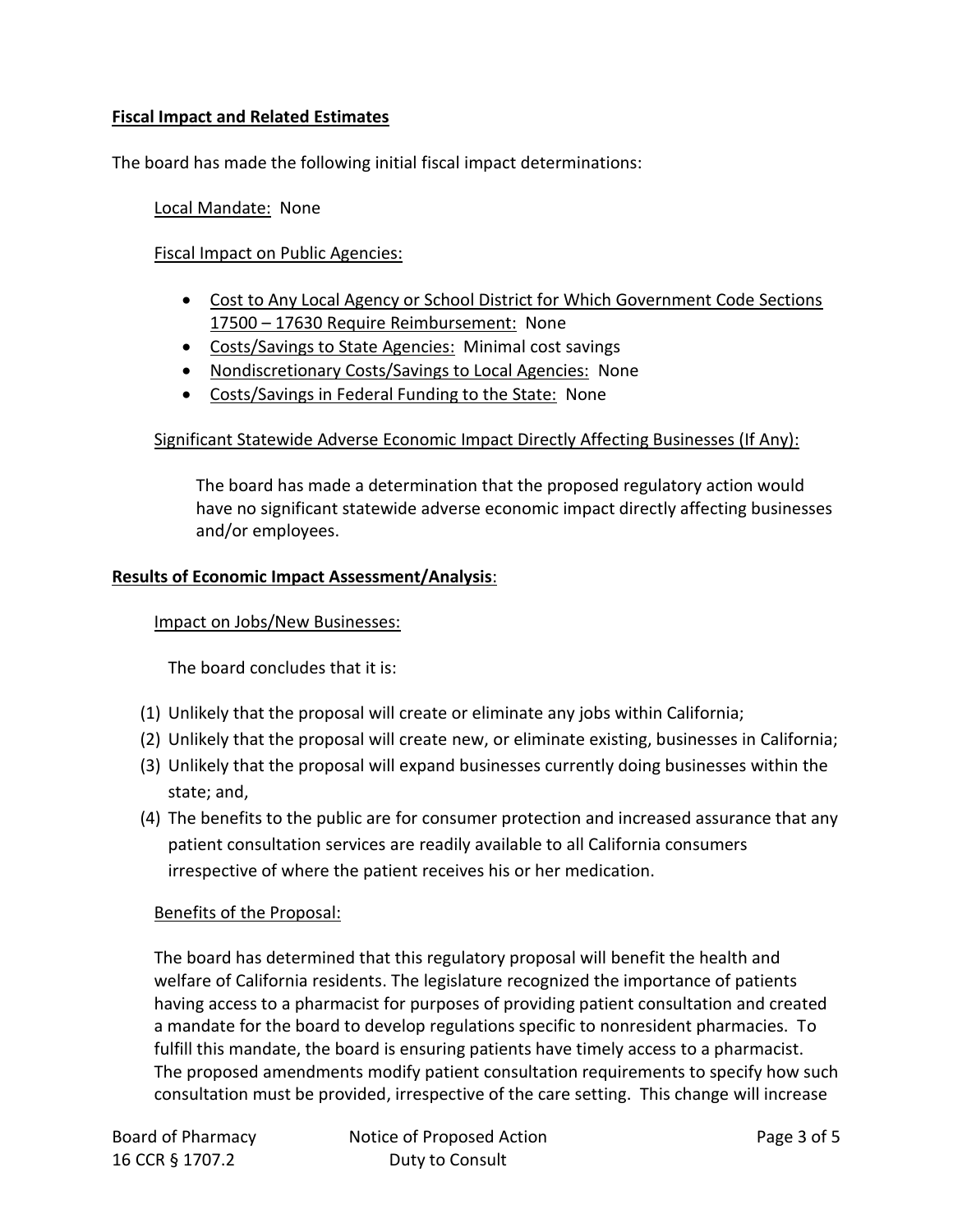**Fiscal Impact and Related Estimates**

The board has made the following initial fiscal impact determinations:

Local Mandate: None

Fiscal Impact on Public Agencies:

- Cost to Any Local Agency or School District for Which Government Code Sections 17500 – 17630 Require Reimbursement: None
- Costs/Savings to State Agencies: Minimal cost savings
- Nondiscretionary Costs/Savings to Local Agencies: None
- Costs/Savings in Federal Funding to the State: None

Significant Statewide Adverse Economic Impact Directly Affecting Businesses (If Any):

The board has made a determination that the proposed regulatory action would have no significant statewide adverse economic impact directly affecting businesses and/or employees.

**Results of Economic Impact Assessment/Analysis**:

Impact on Jobs/New Businesses:

The board concludes that it is:

1. Unlikely that the proposal will create or eliminate any jobs within California;
2. Unlikely that the proposal will create new, or eliminate existing, businesses in California;
3. Unlikely that the proposal will expand businesses currently doing businesses within the state; and,
4. The benefits to the public are for consumer protection and increased assurance that any patient consultation services are readily available to all California consumers irrespective of where the patient receives his or her medication.

Benefits of the Proposal:

The board has determined that this regulatory proposal will benefit the health and welfare of California residents. The legislature recognized the importance of patients having access to a pharmacist for purposes of providing patient consultation and created a mandate for the board to develop regulations specific to nonresident pharmacies. To fulfill this mandate, the board is ensuring patients have timely access to a pharmacist. The proposed amendments modify patient consultation requirements to specify how such consultation must be provided, irrespective of the care setting. This change will increase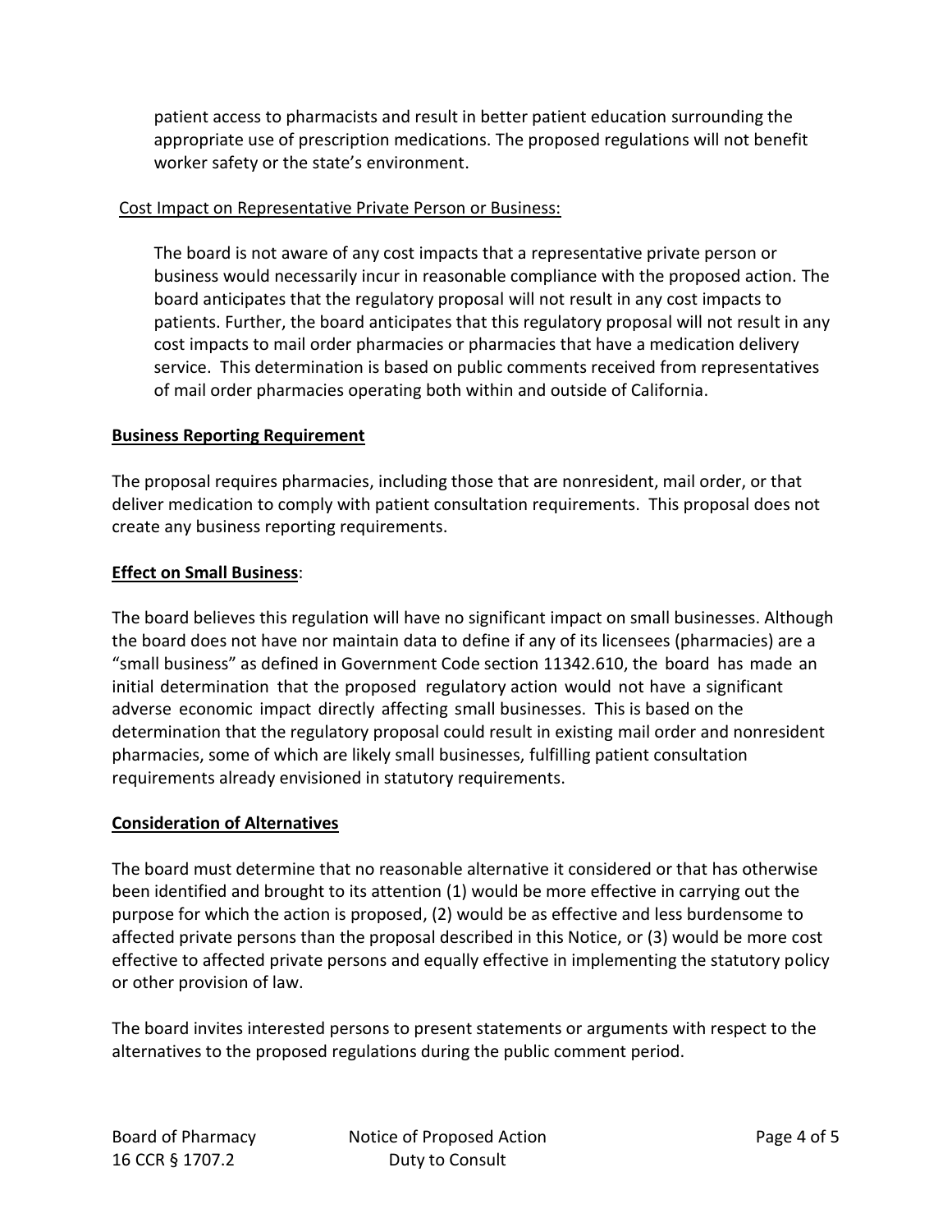patient access to pharmacists and result in better patient education surrounding the appropriate use of prescription medications. The proposed regulations will not benefit worker safety or the state's environment.

Cost Impact on Representative Private Person or Business:

The board is not aware of any cost impacts that a representative private person or business would necessarily incur in reasonable compliance with the proposed action. The board anticipates that the regulatory proposal will not result in any cost impacts to patients. Further, the board anticipates that this regulatory proposal will not result in any cost impacts to mail order pharmacies or pharmacies that have a medication delivery service. This determination is based on public comments received from representatives of mail order pharmacies operating both within and outside of California.

**Business Reporting Requirement**

The proposal requires pharmacies, including those that are nonresident, mail order, or that deliver medication to comply with patient consultation requirements. This proposal does not create any business reporting requirements.

**Effect on Small Business**:

The board believes this regulation will have no significant impact on small businesses. Although the board does not have nor maintain data to define if any of its licensees (pharmacies) are a "small business" as defined in Government Code section 11342.610, the board has made an initial determination that the proposed regulatory action would not have a significant adverse economic impact directly affecting small businesses. This is based on the determination that the regulatory proposal could result in existing mail order and nonresident pharmacies, some of which are likely small businesses, fulfilling patient consultation requirements already envisioned in statutory requirements.

**Consideration of Alternatives**

The board must determine that no reasonable alternative it considered or that has otherwise been identified and brought to its attention (1) would be more effective in carrying out the purpose for which the action is proposed, (2) would be as effective and less burdensome to affected private persons than the proposal described in this Notice, or (3) would be more cost effective to affected private persons and equally effective in implementing the statutory policy or other provision of law.

The board invites interested persons to present statements or arguments with respect to the alternatives to the proposed regulations during the public comment period.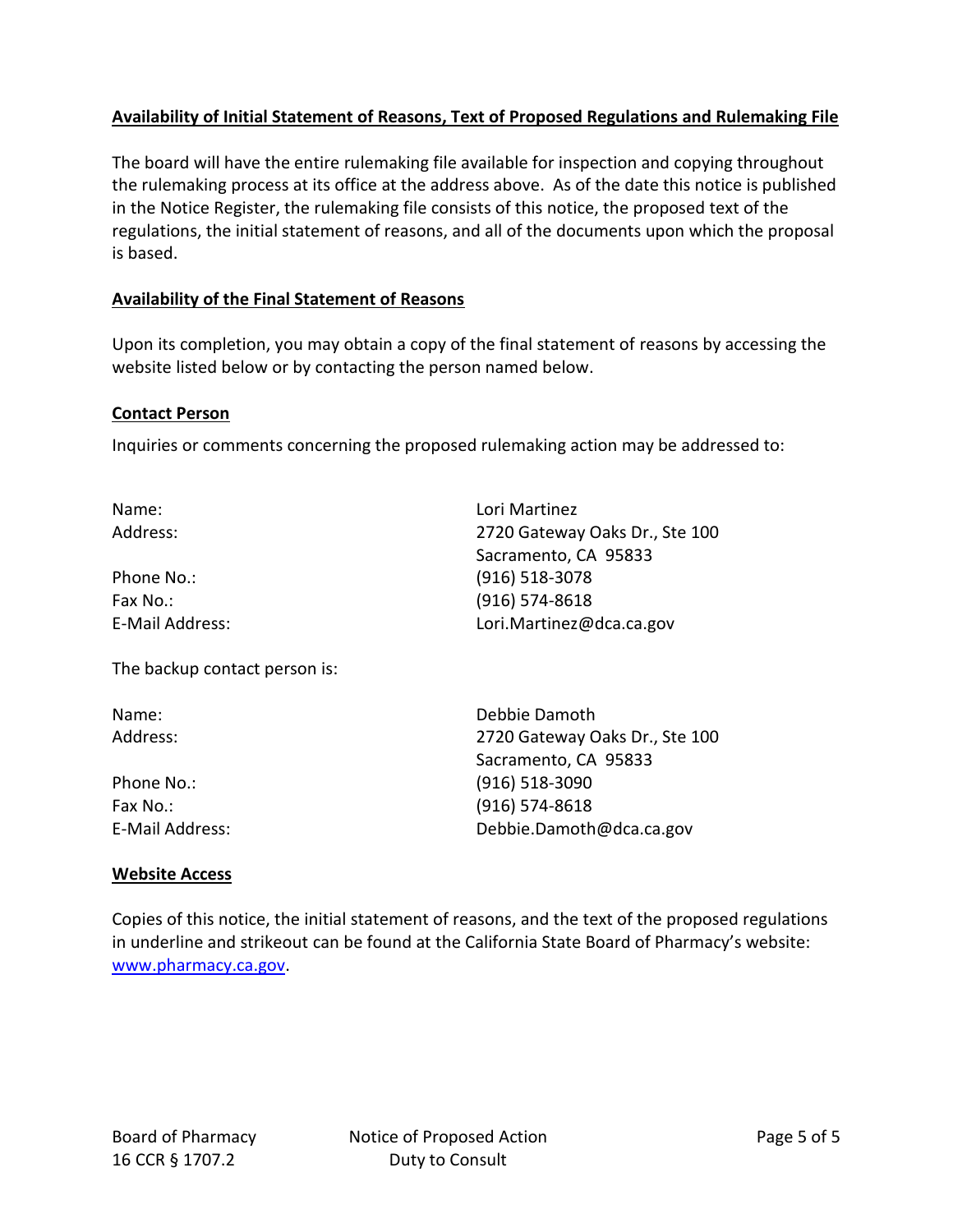**Availability of Initial Statement of Reasons, Text of Proposed Regulations and Rulemaking File**

The board will have the entire rulemaking file available for inspection and copying throughout the rulemaking process at its office at the address above. As of the date this notice is published in the Notice Register, the rulemaking file consists of this notice, the proposed text of the regulations, the initial statement of reasons, and all of the documents upon which the proposal is based.

**Availability of the Final Statement of Reasons**

Upon its completion, you may obtain a copy of the final statement of reasons by accessing the website listed below or by contacting the person named below.

**Contact Person**

Inquiries or comments concerning the proposed rulemaking action may be addressed to:

| | |
|---|---|
| Name: | Lori Martinez |
| Address: | 2720 Gateway Oaks Dr., Ste 100<br>Sacramento, CA 95833 |
| Phone No.: | (916) 518-3078 |
| Fax No.: | (916) 574-8618 |
| E-Mail Address: | Lori.Martinez@dca.ca.gov |

The backup contact person is:

| | |
|---|---|
| Name: | Debbie Damoth |
| Address: | 2720 Gateway Oaks Dr., Ste 100<br>Sacramento, CA 95833 |
| Phone No.: | (916) 518-3090 |
| Fax No.: | (916) 574-8618 |
| E-Mail Address: | Debbie.Damoth@dca.ca.gov |

**Website Access**

Copies of this notice, the initial statement of reasons, and the text of the proposed regulations in underline and strikeout can be found at the California State Board of Pharmacy's website: www.pharmacy.ca.gov.